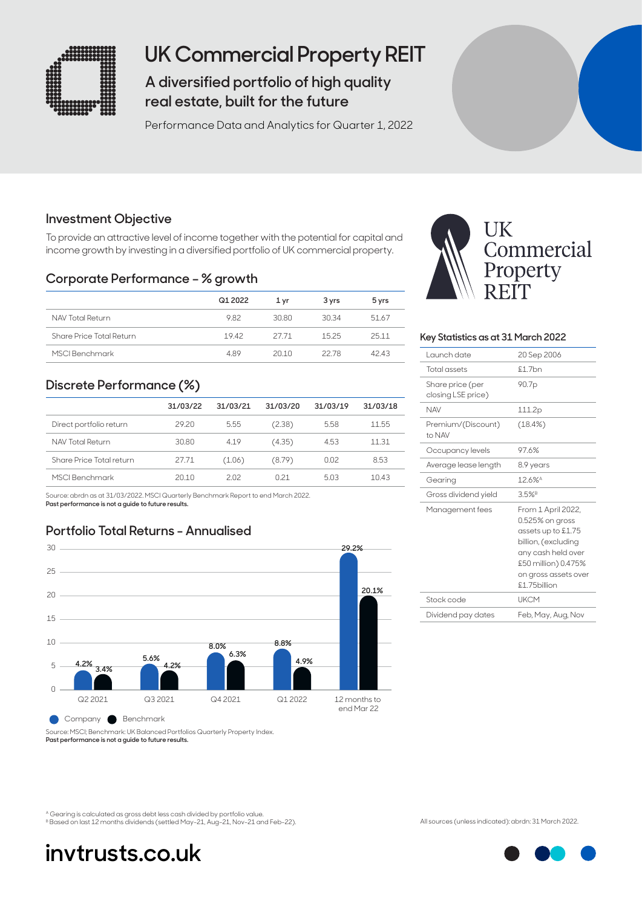# UK Commercial Property REIT

## A diversified portfolio of high quality real estate, built for the future

Performance Data and Analytics for Quarter 1, 2022

## Investment Objective

To provide an attractive level of income together with the potential for capital and income growth by investing in a diversified portfolio of UK commercial property.

## Corporate Performance – % growth

| | Q1 2022 | 1 yr | 3 yrs | 5 yrs |
|---|---|---|---|---|
| NAV Total Return | 9.82 | 30.80 | 30.34 | 51.67 |
| Share Price Total Return | 19.42 | 27.71 | 15.25 | 25.11 |
| MSCI Benchmark | 4.89 | 20.10 | 22.78 | 42.43 |

## Discrete Performance (%)

| | 31/03/22 | 31/03/21 | 31/03/20 | 31/03/19 | 31/03/18 |
|---|---|---|---|---|---|
| Direct portfolio return | 29.20 | 5.55 | (2.38) | 5.58 | 11.55 |
| NAV Total Return | 30.80 | 4.19 | (4.35) | 4.53 | 11.31 |
| Share Price Total return | 27.71 | (1.06) | (8.79) | 0.02 | 8.53 |
| MSCI Benchmark | 20.10 | 2.02 | 0.21 | 5.03 | 10.43 |

Source: abrdn as at 31/03/2022. MSCI Quarterly Benchmark Report to end March 2022.
**Past performance is not a guide to future results.**

## Portfolio Total Returns - Annualised

| | Company | Benchmark |
|---|---|---|
| Q2 2021 | 4.2% | 3.4% |
| Q3 2021 | 5.6% | 4.2% |
| Q4 2021 | 8.0% | 6.3% |
| Q1 2022 | 8.8% | 4.9% |
| 12 months to end Mar 22 | 29.2% | 20.1% |

Source: MSCI; Benchmark: UK Balanced Portfolios Quarterly Property Index.
**Past performance is not a guide to future results.**

## Key Statistics as at 31 March 2022

| | |
|---|---|
| Launch date | 20 Sep 2006 |
| Total assets | £1.7bn |
| Share price (per closing LSE price) | 90.7p |
| NAV | 111.2p |
| Premium/(Discount) to NAV | (18.4%) |
| Occupancy levels | 97.6% |
| Average lease length | 8.9 years |
| Gearing | 12.6%[A] |
| Gross dividend yield | 3.5%[B] |
| Management fees | From 1 April 2022, 0.525% on gross assets up to £1.75 billion, (excluding any cash held over £50 million) 0.475% on gross assets over £1.75billion |
| Stock code | UKCM |
| Dividend pay dates | Feb, May, Aug, Nov |

[A] Gearing is calculated as gross debt less cash divided by portfolio value.
[B] Based on last 12 months dividends (settled May-21, Aug-21, Nov-21 and Feb-22).

All sources (unless indicated): abrdn: 31 March 2022.

**invtrusts.co.uk**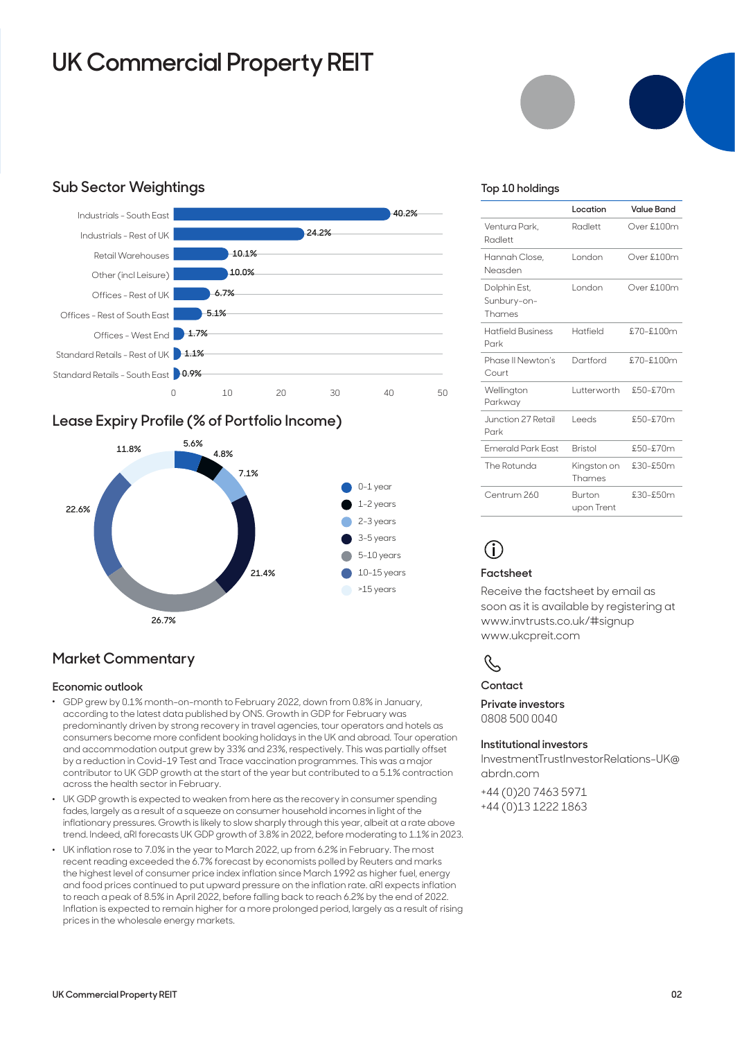# UK Commercial Property REIT

## Sub Sector Weightings

| Sub Sector | % |
|---|---|
| Industrials - South East | 40.2% |
| Industrials - Rest of UK | 24.2% |
| Retail Warehouses | 10.1% |
| Other (incl Leisure) | 10.0% |
| Offices - Rest of UK | 6.7% |
| Offices - Rest of South East | 5.1% |
| Offices - West End | 1.7% |
| Standard Retails - Rest of UK | 1.1% |
| Standard Retails - South East | 0.9% |

## Lease Expiry Profile (% of Portfolio Income)

| Expiry | % |
|---|---|
| 0-1 year | 5.6% |
| 1-2 years | 4.8% |
| 2-3 years | 7.1% |
| 3-5 years | 21.4% |
| 5-10 years | 26.7% |
| 10-15 years | 22.6% |
| >15 years | 11.8% |

## Top 10 holdings

| | Location | Value Band |
|---|---|---|
| Ventura Park, Radlett | Radlett | Over £100m |
| Hannah Close, Neasden | London | Over £100m |
| Dolphin Est, Sunbury-on-Thames | London | Over £100m |
| Hatfield Business Park | Hatfield | £70-£100m |
| Phase II Newton's Court | Dartford | £70-£100m |
| Wellington Parkway | Lutterworth | £50-£70m |
| Junction 27 Retail Park | Leeds | £50-£70m |
| Emerald Park East | Bristol | £50-£70m |
| The Rotunda | Kingston on Thames | £30-£50m |
| Centrum 260 | Burton upon Trent | £30-£50m |

## Market Commentary

### Economic outlook

- GDP grew by 0.1% month-on-month to February 2022, down from 0.8% in January, according to the latest data published by ONS. Growth in GDP for February was predominantly driven by strong recovery in travel agencies, tour operators and hotels as consumers become more confident booking holidays in the UK and abroad. Tour operation and accommodation output grew by 33% and 23%, respectively. This was partially offset by a reduction in Covid-19 Test and Trace vaccination programmes. This was a major contributor to UK GDP growth at the start of the year but contributed to a 5.1% contraction across the health sector in February.
- UK GDP growth is expected to weaken from here as the recovery in consumer spending fades, largely as a result of a squeeze on consumer household incomes in light of the inflationary pressures. Growth is likely to slow sharply through this year, albeit at a rate above trend. Indeed, aRI forecasts UK GDP growth of 3.8% in 2022, before moderating to 1.1% in 2023.
- UK inflation rose to 7.0% in the year to March 2022, up from 6.2% in February. The most recent reading exceeded the 6.7% forecast by economists polled by Reuters and marks the highest level of consumer price index inflation since March 1992 as higher fuel, energy and food prices continued to put upward pressure on the inflation rate. aRI expects inflation to reach a peak of 8.5% in April 2022, before falling back to reach 6.2% by the end of 2022. Inflation is expected to remain higher for a more prolonged period, largely as a result of rising prices in the wholesale energy markets.

### Factsheet

Receive the factsheet by email as soon as it is available by registering at www.invtrusts.co.uk/#signup
www.ukcpreit.com

### Contact

**Private investors**
0808 500 0040

**Institutional investors**
InvestmentTrustInvestorRelations-UK@abrdn.com

+44 (0)20 7463 5971
+44 (0)13 1222 1863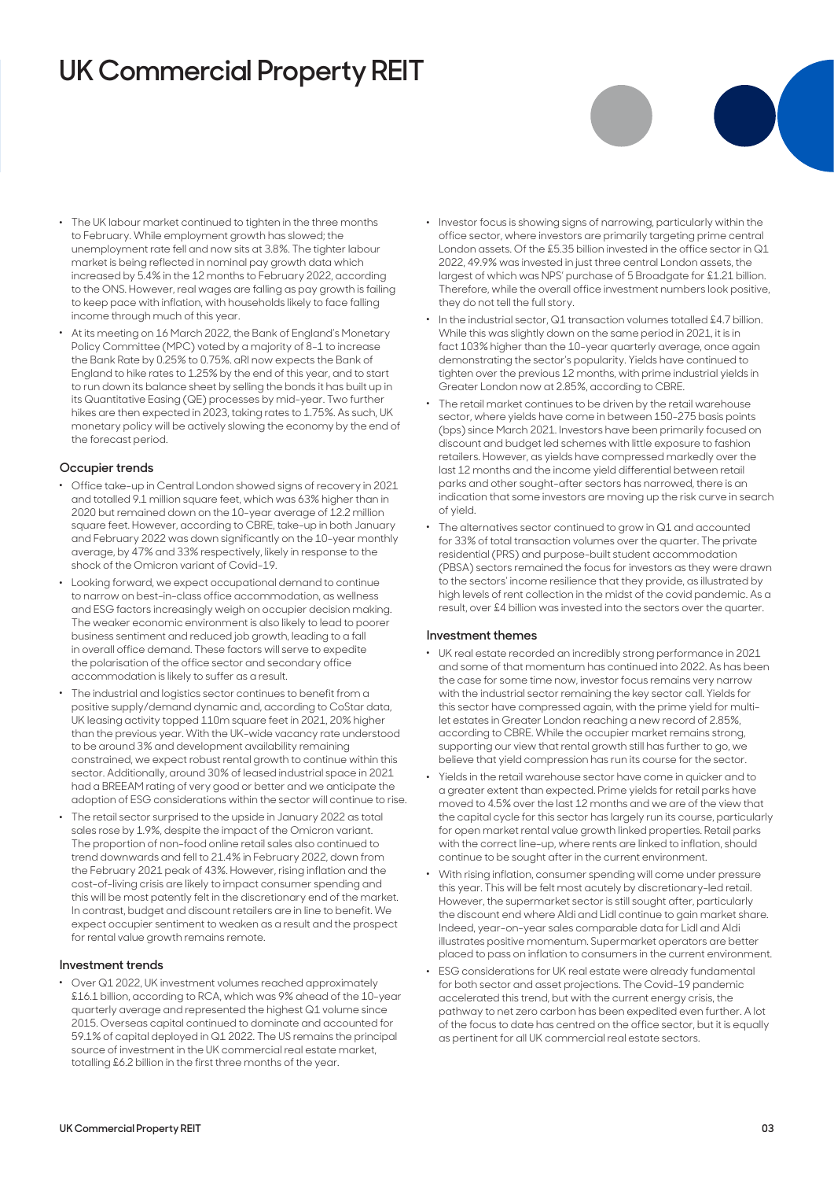- The UK labour market continued to tighten in the three months to February. While employment growth has slowed; the unemployment rate fell and now sits at 3.8%. The tighter labour market is being reflected in nominal pay growth data which increased by 5.4% in the 12 months to February 2022, according to the ONS. However, real wages are falling as pay growth is failing to keep pace with inflation, with households likely to face falling income through much of this year.
- At its meeting on 16 March 2022, the Bank of England's Monetary Policy Committee (MPC) voted by a majority of 8-1 to increase the Bank Rate by 0.25% to 0.75%. aRI now expects the Bank of England to hike rates to 1.25% by the end of this year, and to start to run down its balance sheet by selling the bonds it has built up in its Quantitative Easing (QE) processes by mid-year. Two further hikes are then expected in 2023, taking rates to 1.75%. As such, UK monetary policy will be actively slowing the economy by the end of the forecast period.

### Occupier trends

- Office take-up in Central London showed signs of recovery in 2021 and totalled 9.1 million square feet, which was 63% higher than in 2020 but remained down on the 10-year average of 12.2 million square feet. However, according to CBRE, take-up in both January and February 2022 was down significantly on the 10-year monthly average, by 47% and 33% respectively, likely in response to the shock of the Omicron variant of Covid-19.
- Looking forward, we expect occupational demand to continue to narrow on best-in-class office accommodation, as wellness and ESG factors increasingly weigh on occupier decision making. The weaker economic environment is also likely to lead to poorer business sentiment and reduced job growth, leading to a fall in overall office demand. These factors will serve to expedite the polarisation of the office sector and secondary office accommodation is likely to suffer as a result.
- The industrial and logistics sector continues to benefit from a positive supply/demand dynamic and, according to CoStar data, UK leasing activity topped 110m square feet in 2021, 20% higher than the previous year. With the UK-wide vacancy rate understood to be around 3% and development availability remaining constrained, we expect robust rental growth to continue within this sector. Additionally, around 30% of leased industrial space in 2021 had a BREEAM rating of very good or better and we anticipate the adoption of ESG considerations within the sector will continue to rise.
- The retail sector surprised to the upside in January 2022 as total sales rose by 1.9%, despite the impact of the Omicron variant. The proportion of non-food online retail sales also continued to trend downwards and fell to 21.4% in February 2022, down from the February 2021 peak of 43%. However, rising inflation and the cost-of-living crisis are likely to impact consumer spending and this will be most patently felt in the discretionary end of the market. In contrast, budget and discount retailers are in line to benefit. We expect occupier sentiment to weaken as a result and the prospect for rental value growth remains remote.

### Investment trends

- Over Q1 2022, UK investment volumes reached approximately £16.1 billion, according to RCA, which was 9% ahead of the 10-year quarterly average and represented the highest Q1 volume since 2015. Overseas capital continued to dominate and accounted for 59.1% of capital deployed in Q1 2022. The US remains the principal source of investment in the UK commercial real estate market, totalling £6.2 billion in the first three months of the year.
- Investor focus is showing signs of narrowing, particularly within the office sector, where investors are primarily targeting prime central London assets. Of the £5.35 billion invested in the office sector in Q1 2022, 49.9% was invested in just three central London assets, the largest of which was NPS' purchase of 5 Broadgate for £1.21 billion. Therefore, while the overall office investment numbers look positive, they do not tell the full story.
- In the industrial sector, Q1 transaction volumes totalled £4.7 billion. While this was slightly down on the same period in 2021, it is in fact 103% higher than the 10-year quarterly average, once again demonstrating the sector's popularity. Yields have continued to tighten over the previous 12 months, with prime industrial yields in Greater London now at 2.85%, according to CBRE.
- The retail market continues to be driven by the retail warehouse sector, where yields have come in between 150-275 basis points (bps) since March 2021. Investors have been primarily focused on discount and budget led schemes with little exposure to fashion retailers. However, as yields have compressed markedly over the last 12 months and the income yield differential between retail parks and other sought-after sectors has narrowed, there is an indication that some investors are moving up the risk curve in search of yield.
- The alternatives sector continued to grow in Q1 and accounted for 33% of total transaction volumes over the quarter. The private residential (PRS) and purpose-built student accommodation (PBSA) sectors remained the focus for investors as they were drawn to the sectors' income resilience that they provide, as illustrated by high levels of rent collection in the midst of the covid pandemic. As a result, over £4 billion was invested into the sectors over the quarter.

### Investment themes

- UK real estate recorded an incredibly strong performance in 2021 and some of that momentum has continued into 2022. As has been the case for some time now, investor focus remains very narrow with the industrial sector remaining the key sector call. Yields for this sector have compressed again, with the prime yield for multi-let estates in Greater London reaching a new record of 2.85%, according to CBRE. While the occupier market remains strong, supporting our view that rental growth still has further to go, we believe that yield compression has run its course for the sector.
- Yields in the retail warehouse sector have come in quicker and to a greater extent than expected. Prime yields for retail parks have moved to 4.5% over the last 12 months and we are of the view that the capital cycle for this sector has largely run its course, particularly for open market rental value growth linked properties. Retail parks with the correct line-up, where rents are linked to inflation, should continue to be sought after in the current environment.
- With rising inflation, consumer spending will come under pressure this year. This will be felt most acutely by discretionary-led retail. However, the supermarket sector is still sought after, particularly the discount end where Aldi and Lidl continue to gain market share. Indeed, year-on-year sales comparable data for Lidl and Aldi illustrates positive momentum. Supermarket operators are better placed to pass on inflation to consumers in the current environment.
- ESG considerations for UK real estate were already fundamental for both sector and asset projections. The Covid-19 pandemic accelerated this trend, but with the current energy crisis, the pathway to net zero carbon has been expedited even further. A lot of the focus to date has centred on the office sector, but it is equally as pertinent for all UK commercial real estate sectors.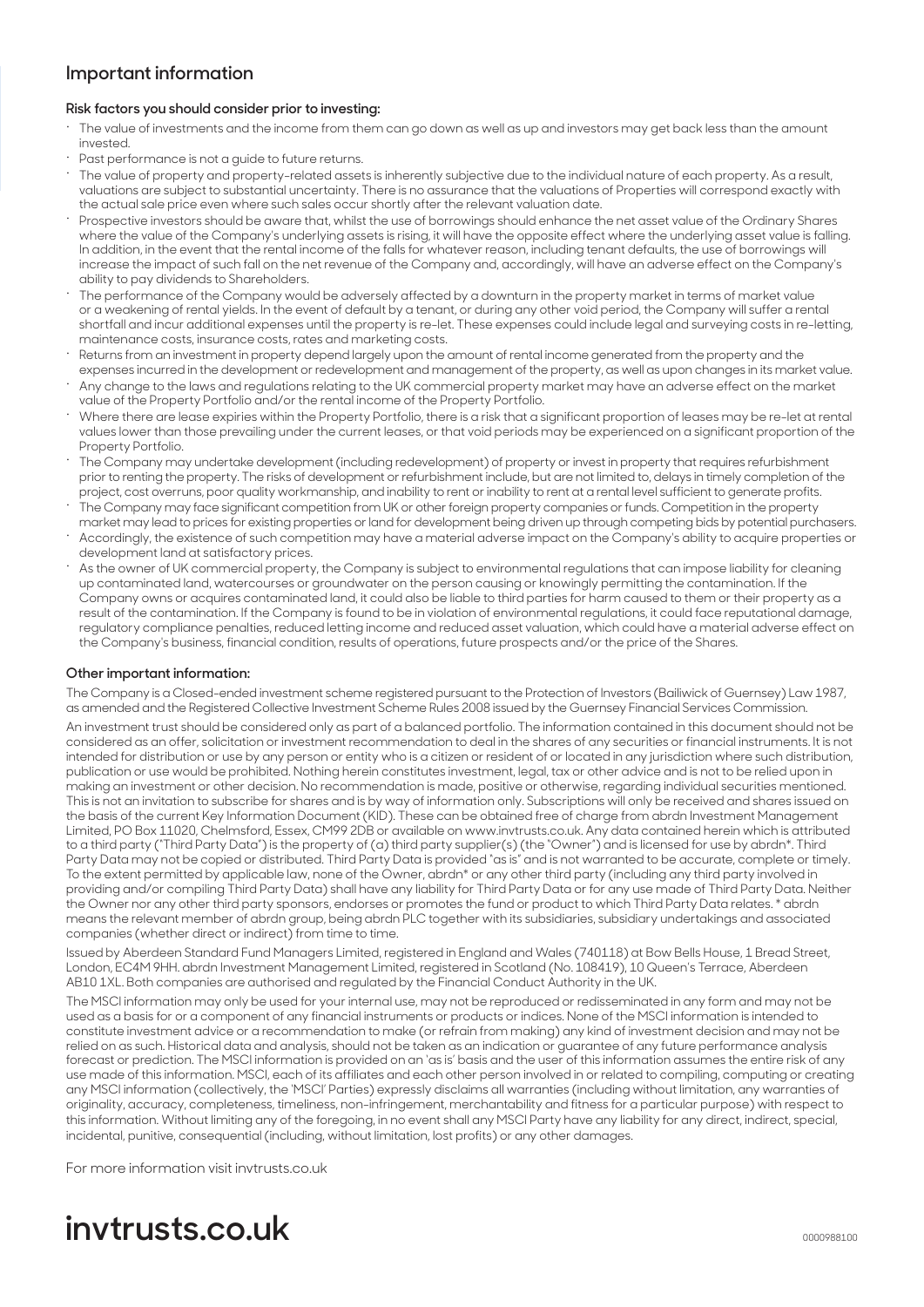## Important information

**Risk factors you should consider prior to investing:**

- The value of investments and the income from them can go down as well as up and investors may get back less than the amount invested.
- Past performance is not a guide to future returns.
- The value of property and property-related assets is inherently subjective due to the individual nature of each property. As a result, valuations are subject to substantial uncertainty. There is no assurance that the valuations of Properties will correspond exactly with the actual sale price even where such sales occur shortly after the relevant valuation date.
- Prospective investors should be aware that, whilst the use of borrowings should enhance the net asset value of the Ordinary Shares where the value of the Company's underlying assets is rising, it will have the opposite effect where the underlying asset value is falling. In addition, in the event that the rental income of the falls for whatever reason, including tenant defaults, the use of borrowings will increase the impact of such fall on the net revenue of the Company and, accordingly, will have an adverse effect on the Company's ability to pay dividends to Shareholders.
- The performance of the Company would be adversely affected by a downturn in the property market in terms of market value or a weakening of rental yields. In the event of default by a tenant, or during any other void period, the Company will suffer a rental shortfall and incur additional expenses until the property is re-let. These expenses could include legal and surveying costs in re-letting, maintenance costs, insurance costs, rates and marketing costs.
- Returns from an investment in property depend largely upon the amount of rental income generated from the property and the expenses incurred in the development or redevelopment and management of the property, as well as upon changes in its market value.
- Any change to the laws and regulations relating to the UK commercial property market may have an adverse effect on the market value of the Property Portfolio and/or the rental income of the Property Portfolio.
- Where there are lease expiries within the Property Portfolio, there is a risk that a significant proportion of leases may be re-let at rental values lower than those prevailing under the current leases, or that void periods may be experienced on a significant proportion of the Property Portfolio.
- The Company may undertake development (including redevelopment) of property or invest in property that requires refurbishment prior to renting the property. The risks of development or refurbishment include, but are not limited to, delays in timely completion of the project, cost overruns, poor quality workmanship, and inability to rent or inability to rent at a rental level sufficient to generate profits.
- The Company may face significant competition from UK or other foreign property companies or funds. Competition in the property market may lead to prices for existing properties or land for development being driven up through competing bids by potential purchasers.
- Accordingly, the existence of such competition may have a material adverse impact on the Company's ability to acquire properties or development land at satisfactory prices.
- As the owner of UK commercial property, the Company is subject to environmental regulations that can impose liability for cleaning up contaminated land, watercourses or groundwater on the person causing or knowingly permitting the contamination. If the Company owns or acquires contaminated land, it could also be liable to third parties for harm caused to them or their property as a result of the contamination. If the Company is found to be in violation of environmental regulations, it could face reputational damage, regulatory compliance penalties, reduced letting income and reduced asset valuation, which could have a material adverse effect on the Company's business, financial condition, results of operations, future prospects and/or the price of the Shares.

**Other important information:**

The Company is a Closed-ended investment scheme registered pursuant to the Protection of Investors (Bailiwick of Guernsey) Law 1987, as amended and the Registered Collective Investment Scheme Rules 2008 issued by the Guernsey Financial Services Commission.

An investment trust should be considered only as part of a balanced portfolio. The information contained in this document should not be considered as an offer, solicitation or investment recommendation to deal in the shares of any securities or financial instruments. It is not intended for distribution or use by any person or entity who is a citizen or resident of or located in any jurisdiction where such distribution, publication or use would be prohibited. Nothing herein constitutes investment, legal, tax or other advice and is not to be relied upon in making an investment or other decision. No recommendation is made, positive or otherwise, regarding individual securities mentioned. This is not an invitation to subscribe for shares and is by way of information only. Subscriptions will only be received and shares issued on the basis of the current Key Information Document (KID). These can be obtained free of charge from abrdn Investment Management Limited, PO Box 11020, Chelmsford, Essex, CM99 2DB or available on www.invtrusts.co.uk. Any data contained herein which is attributed to a third party ("Third Party Data") is the property of (a) third party supplier(s) (the "Owner") and is licensed for use by abrdn*. Third Party Data may not be copied or distributed. Third Party Data is provided "as is" and is not warranted to be accurate, complete or timely. To the extent permitted by applicable law, none of the Owner, abrdn* or any other third party (including any third party involved in providing and/or compiling Third Party Data) shall have any liability for Third Party Data or for any use made of Third Party Data. Neither the Owner nor any other third party sponsors, endorses or promotes the fund or product to which Third Party Data relates. * abrdn means the relevant member of abrdn group, being abrdn PLC together with its subsidiaries, subsidiary undertakings and associated companies (whether direct or indirect) from time to time.

Issued by Aberdeen Standard Fund Managers Limited, registered in England and Wales (740118) at Bow Bells House, 1 Bread Street, London, EC4M 9HH. abrdn Investment Management Limited, registered in Scotland (No. 108419), 10 Queen's Terrace, Aberdeen AB10 1XL. Both companies are authorised and regulated by the Financial Conduct Authority in the UK.

The MSCI information may only be used for your internal use, may not be reproduced or redisseminated in any form and may not be used as a basis for or a component of any financial instruments or products or indices. None of the MSCI information is intended to constitute investment advice or a recommendation to make (or refrain from making) any kind of investment decision and may not be relied on as such. Historical data and analysis, should not be taken as an indication or guarantee of any future performance analysis forecast or prediction. The MSCI information is provided on an 'as is' basis and the user of this information assumes the entire risk of any use made of this information. MSCI, each of its affiliates and each other person involved in or related to compiling, computing or creating any MSCI information (collectively, the 'MSCI' Parties) expressly disclaims all warranties (including without limitation, any warranties of originality, accuracy, completeness, timeliness, non-infringement, merchantability and fitness for a particular purpose) with respect to this information. Without limiting any of the foregoing, in no event shall any MSCI Party have any liability for any direct, indirect, special, incidental, punitive, consequential (including, without limitation, lost profits) or any other damages.

For more information visit invtrusts.co.uk

# invtrusts.co.uk

0000988100